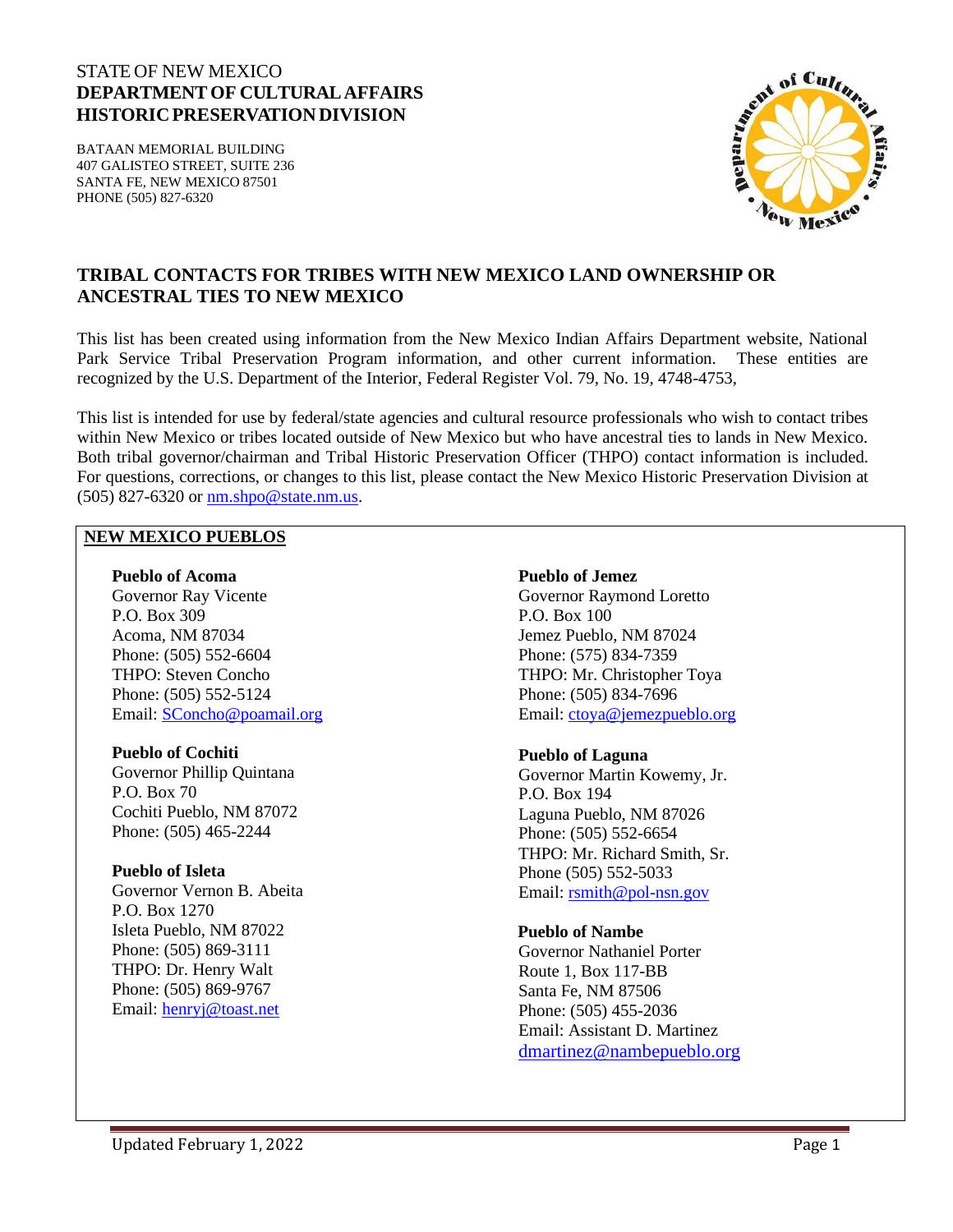STATE OF NEW MEXICO
**DEPARTMENT OF CULTURAL AFFAIRS**
**HISTORIC PRESERVATION DIVISION**

BATAAN MEMORIAL BUILDING
407 GALISTEO STREET, SUITE 236
SANTA FE, NEW MEXICO 87501
PHONE (505) 827-6320

## TRIBAL CONTACTS FOR TRIBES WITH NEW MEXICO LAND OWNERSHIP OR ANCESTRAL TIES TO NEW MEXICO

This list has been created using information from the New Mexico Indian Affairs Department website, National Park Service Tribal Preservation Program information, and other current information. These entities are recognized by the U.S. Department of the Interior, Federal Register Vol. 79, No. 19, 4748-4753,

This list is intended for use by federal/state agencies and cultural resource professionals who wish to contact tribes within New Mexico or tribes located outside of New Mexico but who have ancestral ties to lands in New Mexico. Both tribal governor/chairman and Tribal Historic Preservation Officer (THPO) contact information is included. For questions, corrections, or changes to this list, please contact the New Mexico Historic Preservation Division at (505) 827-6320 or nm.shpo@state.nm.us.

### NEW MEXICO PUEBLOS

**Pueblo of Acoma**
Governor Ray Vicente
P.O. Box 309
Acoma, NM 87034
Phone: (505) 552-6604
THPO: Steven Concho
Phone: (505) 552-5124
Email: SConcho@poamail.org

**Pueblo of Cochiti**
Governor Phillip Quintana
P.O. Box 70
Cochiti Pueblo, NM 87072
Phone: (505) 465-2244

**Pueblo of Isleta**
Governor Vernon B. Abeita
P.O. Box 1270
Isleta Pueblo, NM 87022
Phone: (505) 869-3111
THPO: Dr. Henry Walt
Phone: (505) 869-9767
Email: henryj@toast.net

**Pueblo of Jemez**
Governor Raymond Loretto
P.O. Box 100
Jemez Pueblo, NM 87024
Phone: (575) 834-7359
THPO: Mr. Christopher Toya
Phone: (505) 834-7696
Email: ctoya@jemezpueblo.org

**Pueblo of Laguna**
Governor Martin Kowemy, Jr.
P.O. Box 194
Laguna Pueblo, NM 87026
Phone: (505) 552-6654
THPO: Mr. Richard Smith, Sr.
Phone (505) 552-5033
Email: rsmith@pol-nsn.gov

**Pueblo of Nambe**
Governor Nathaniel Porter
Route 1, Box 117-BB
Santa Fe, NM 87506
Phone: (505) 455-2036
Email: Assistant D. Martinez
dmartinez@nambepueblo.org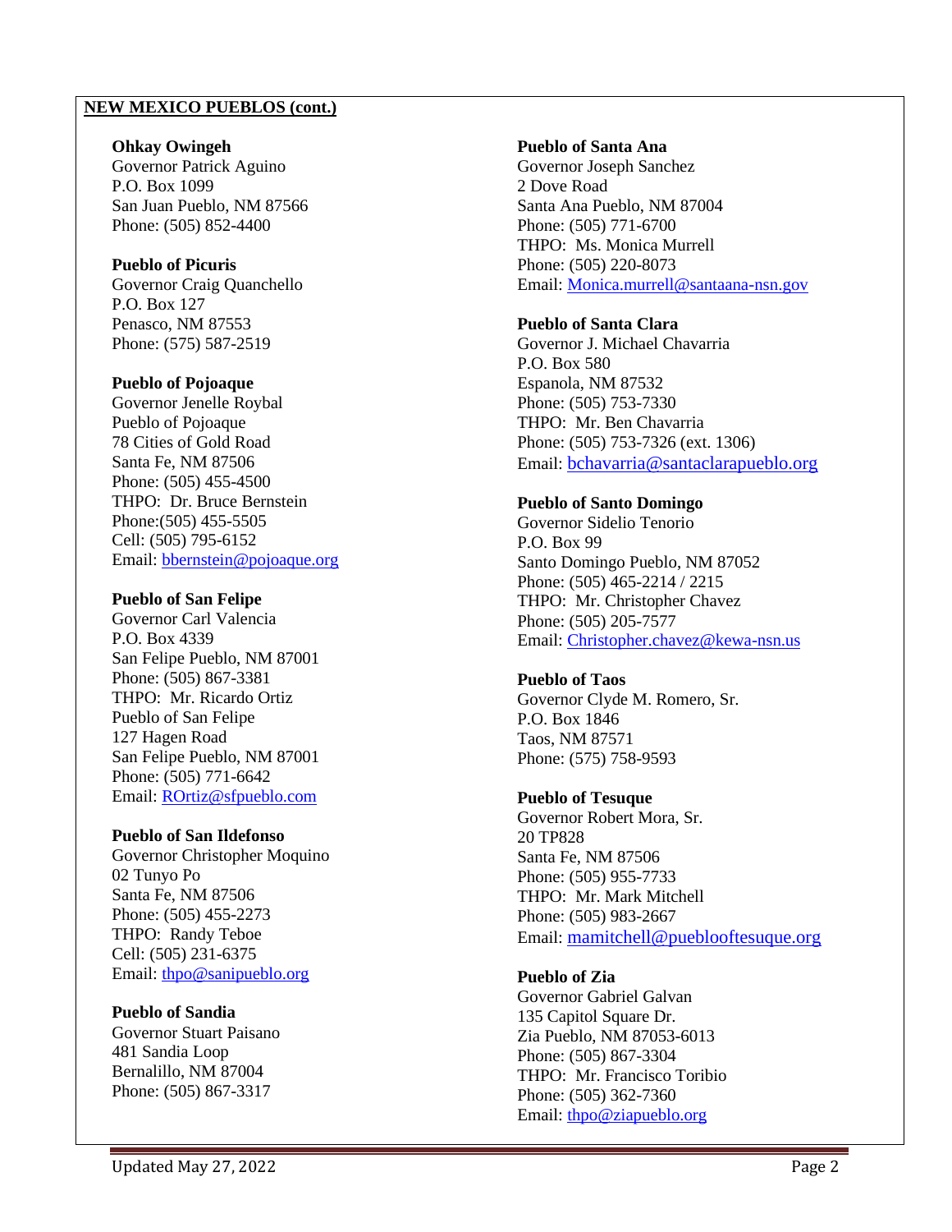**NEW MEXICO PUEBLOS (cont.)**

**Ohkay Owingeh**
Governor Patrick Aguino
P.O. Box 1099
San Juan Pueblo, NM 87566
Phone: (505) 852-4400

**Pueblo of Picuris**
Governor Craig Quanchello
P.O. Box 127
Penasco, NM 87553
Phone: (575) 587-2519

**Pueblo of Pojoaque**
Governor Jenelle Roybal
Pueblo of Pojoaque
78 Cities of Gold Road
Santa Fe, NM 87506
Phone: (505) 455-4500
THPO: Dr. Bruce Bernstein
Phone:(505) 455-5505
Cell: (505) 795-6152
Email: bbernstein@pojoaque.org

**Pueblo of San Felipe**
Governor Carl Valencia
P.O. Box 4339
San Felipe Pueblo, NM 87001
Phone: (505) 867-3381
THPO: Mr. Ricardo Ortiz
Pueblo of San Felipe
127 Hagen Road
San Felipe Pueblo, NM 87001
Phone: (505) 771-6642
Email: ROrtiz@sfpueblo.com

**Pueblo of San Ildefonso**
Governor Christopher Moquino
02 Tunyo Po
Santa Fe, NM 87506
Phone: (505) 455-2273
THPO: Randy Teboe
Cell: (505) 231-6375
Email: thpo@sanipueblo.org

**Pueblo of Sandia**
Governor Stuart Paisano
481 Sandia Loop
Bernalillo, NM 87004
Phone: (505) 867-3317

**Pueblo of Santa Ana**
Governor Joseph Sanchez
2 Dove Road
Santa Ana Pueblo, NM 87004
Phone: (505) 771-6700
THPO: Ms. Monica Murrell
Phone: (505) 220-8073
Email: Monica.murrell@santaana-nsn.gov

**Pueblo of Santa Clara**
Governor J. Michael Chavarria
P.O. Box 580
Espanola, NM 87532
Phone: (505) 753-7330
THPO: Mr. Ben Chavarria
Phone: (505) 753-7326 (ext. 1306)
Email: bchavarria@santaclarapueblo.org

**Pueblo of Santo Domingo**
Governor Sidelio Tenorio
P.O. Box 99
Santo Domingo Pueblo, NM 87052
Phone: (505) 465-2214 / 2215
THPO: Mr. Christopher Chavez
Phone: (505) 205-7577
Email: Christopher.chavez@kewa-nsn.us

**Pueblo of Taos**
Governor Clyde M. Romero, Sr.
P.O. Box 1846
Taos, NM 87571
Phone: (575) 758-9593

**Pueblo of Tesuque**
Governor Robert Mora, Sr.
20 TP828
Santa Fe, NM 87506
Phone: (505) 955-7733
THPO: Mr. Mark Mitchell
Phone: (505) 983-2667
Email: mamitchell@pueblooftesuque.org

**Pueblo of Zia**
Governor Gabriel Galvan
135 Capitol Square Dr.
Zia Pueblo, NM 87053-6013
Phone: (505) 867-3304
THPO: Mr. Francisco Toribio
Phone: (505) 362-7360
Email: thpo@ziapueblo.org

Updated May 27, 2022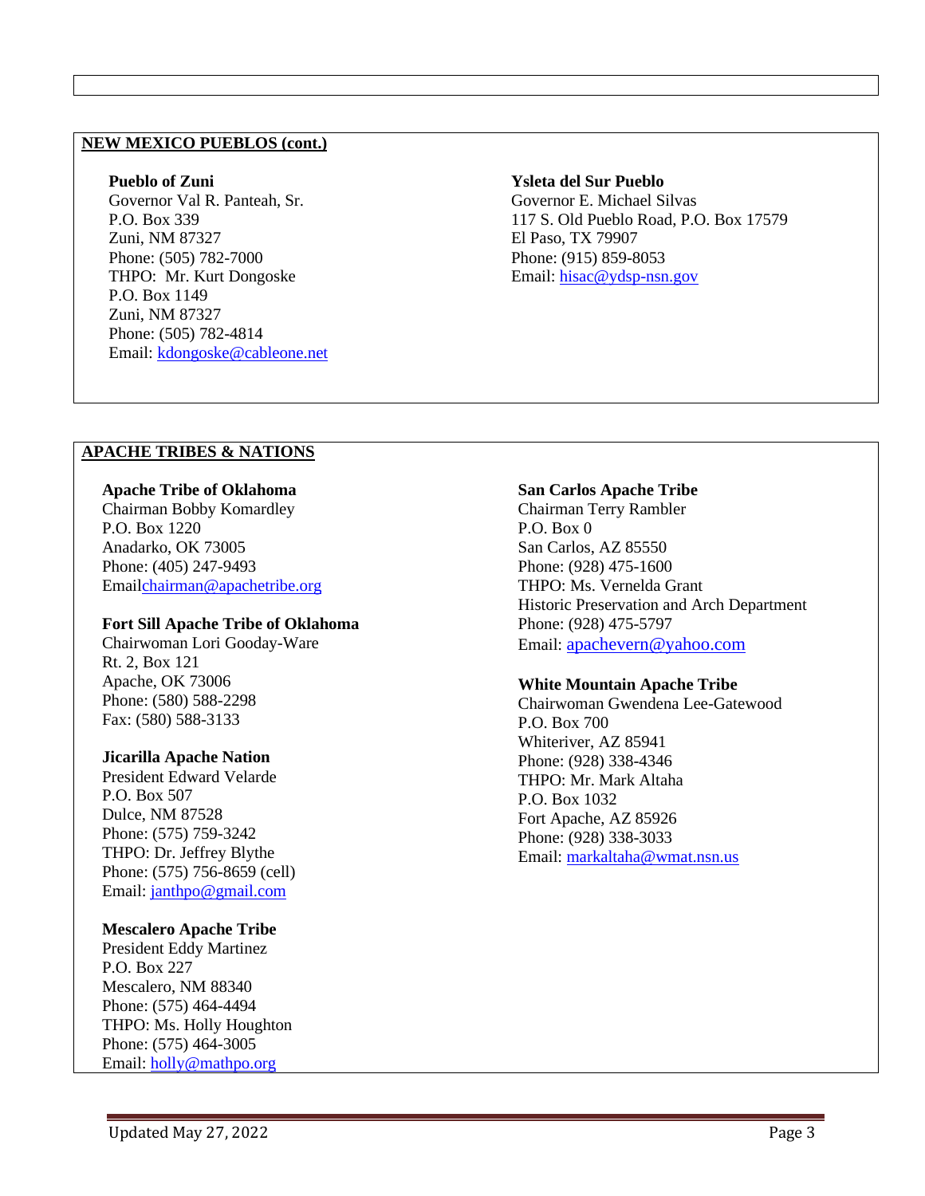## NEW MEXICO PUEBLOS (cont.)

**Pueblo of Zuni**
Governor Val R. Panteah, Sr.
P.O. Box 339
Zuni, NM 87327
Phone: (505) 782-7000
THPO: Mr. Kurt Dongoske
P.O. Box 1149
Zuni, NM 87327
Phone: (505) 782-4814
Email: kdongoske@cableone.net

**Ysleta del Sur Pueblo**
Governor E. Michael Silvas
117 S. Old Pueblo Road, P.O. Box 17579
El Paso, TX 79907
Phone: (915) 859-8053
Email: hisac@ydsp-nsn.gov

## APACHE TRIBES & NATIONS

**Apache Tribe of Oklahoma**
Chairman Bobby Komardley
P.O. Box 1220
Anadarko, OK 73005
Phone: (405) 247-9493
Emailchairman@apachetribe.org

**Fort Sill Apache Tribe of Oklahoma**
Chairwoman Lori Gooday-Ware
Rt. 2, Box 121
Apache, OK 73006
Phone: (580) 588-2298
Fax: (580) 588-3133

**Jicarilla Apache Nation**
President Edward Velarde
P.O. Box 507
Dulce, NM 87528
Phone: (575) 759-3242
THPO: Dr. Jeffrey Blythe
Phone: (575) 756-8659 (cell)
Email: janthpo@gmail.com

**Mescalero Apache Tribe**
President Eddy Martinez
P.O. Box 227
Mescalero, NM 88340
Phone: (575) 464-4494
THPO: Ms. Holly Houghton
Phone: (575) 464-3005
Email: holly@mathpo.org

**San Carlos Apache Tribe**
Chairman Terry Rambler
P.O. Box 0
San Carlos, AZ 85550
Phone: (928) 475-1600
THPO: Ms. Vernelda Grant
Historic Preservation and Arch Department
Phone: (928) 475-5797
Email: apachevern@yahoo.com

**White Mountain Apache Tribe**
Chairwoman Gwendena Lee-Gatewood
P.O. Box 700
Whiteriver, AZ 85941
Phone: (928) 338-4346
THPO: Mr. Mark Altaha
P.O. Box 1032
Fort Apache, AZ 85926
Phone: (928) 338-3033
Email: markaltaha@wmat.nsn.us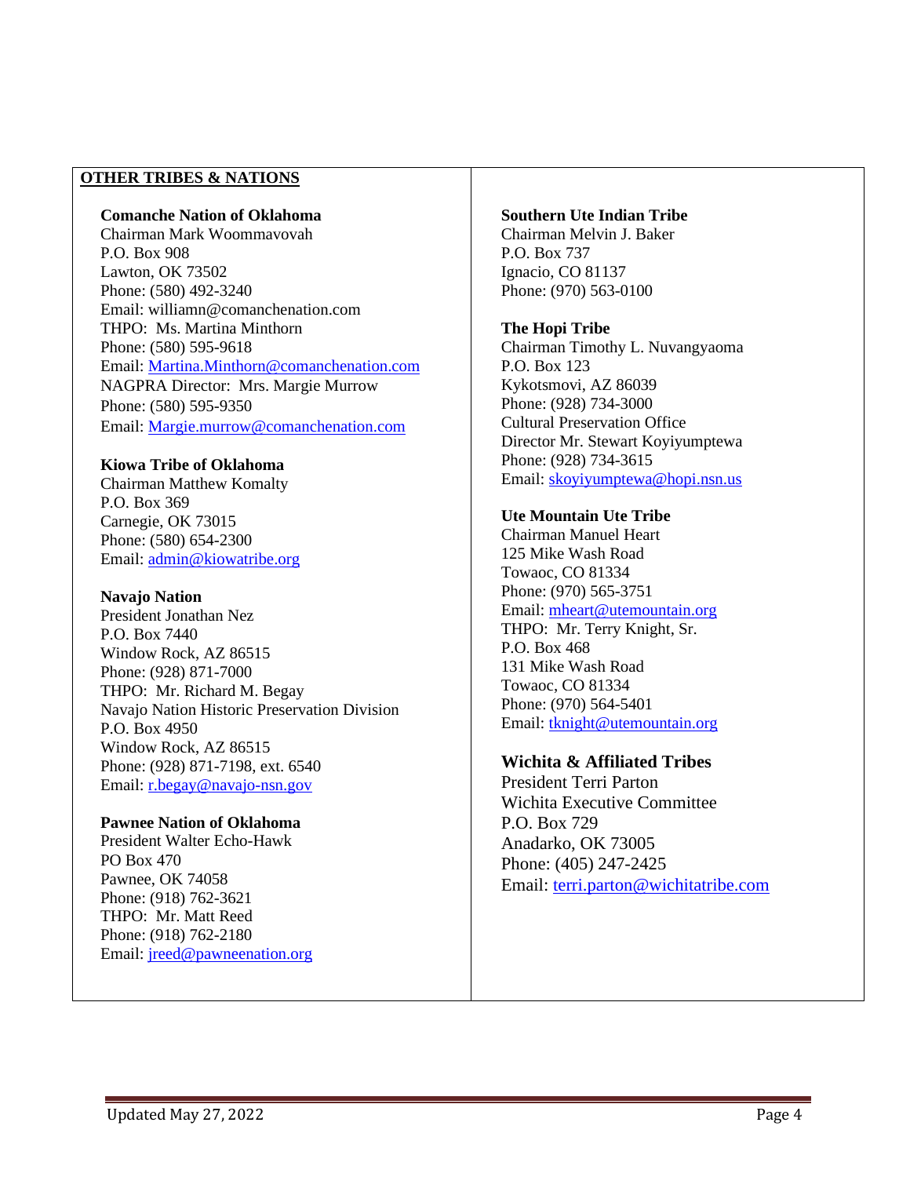## OTHER TRIBES & NATIONS

**Comanche Nation of Oklahoma**
Chairman Mark Woommavovah
P.O. Box 908
Lawton, OK 73502
Phone: (580) 492-3240
Email: williamn@comanchenation.com
THPO: Ms. Martina Minthorn
Phone: (580) 595-9618
Email: Martina.Minthorn@comanchenation.com
NAGPRA Director: Mrs. Margie Murrow
Phone: (580) 595-9350
Email: Margie.murrow@comanchenation.com

**Kiowa Tribe of Oklahoma**
Chairman Matthew Komalty
P.O. Box 369
Carnegie, OK 73015
Phone: (580) 654-2300
Email: admin@kiowatribe.org

**Navajo Nation**
President Jonathan Nez
P.O. Box 7440
Window Rock, AZ 86515
Phone: (928) 871-7000
THPO: Mr. Richard M. Begay
Navajo Nation Historic Preservation Division
P.O. Box 4950
Window Rock, AZ 86515
Phone: (928) 871-7198, ext. 6540
Email: r.begay@navajo-nsn.gov

**Pawnee Nation of Oklahoma**
President Walter Echo-Hawk
PO Box 470
Pawnee, OK 74058
Phone: (918) 762-3621
THPO: Mr. Matt Reed
Phone: (918) 762-2180
Email: jreed@pawneenation.org

**Southern Ute Indian Tribe**
Chairman Melvin J. Baker
P.O. Box 737
Ignacio, CO 81137
Phone: (970) 563-0100

**The Hopi Tribe**
Chairman Timothy L. Nuvangyaoma
P.O. Box 123
Kykotsmovi, AZ 86039
Phone: (928) 734-3000
Cultural Preservation Office
Director Mr. Stewart Koyiyumptewa
Phone: (928) 734-3615
Email: skoyiyumptewa@hopi.nsn.us

**Ute Mountain Ute Tribe**
Chairman Manuel Heart
125 Mike Wash Road
Towaoc, CO 81334
Phone: (970) 565-3751
Email: mheart@utemountain.org
THPO: Mr. Terry Knight, Sr.
P.O. Box 468
131 Mike Wash Road
Towaoc, CO 81334
Phone: (970) 564-5401
Email: tknight@utemountain.org

**Wichita & Affiliated Tribes**
President Terri Parton
Wichita Executive Committee
P.O. Box 729
Anadarko, OK 73005
Phone: (405) 247-2425
Email: terri.parton@wichitatribe.com

Updated May 27, 2022